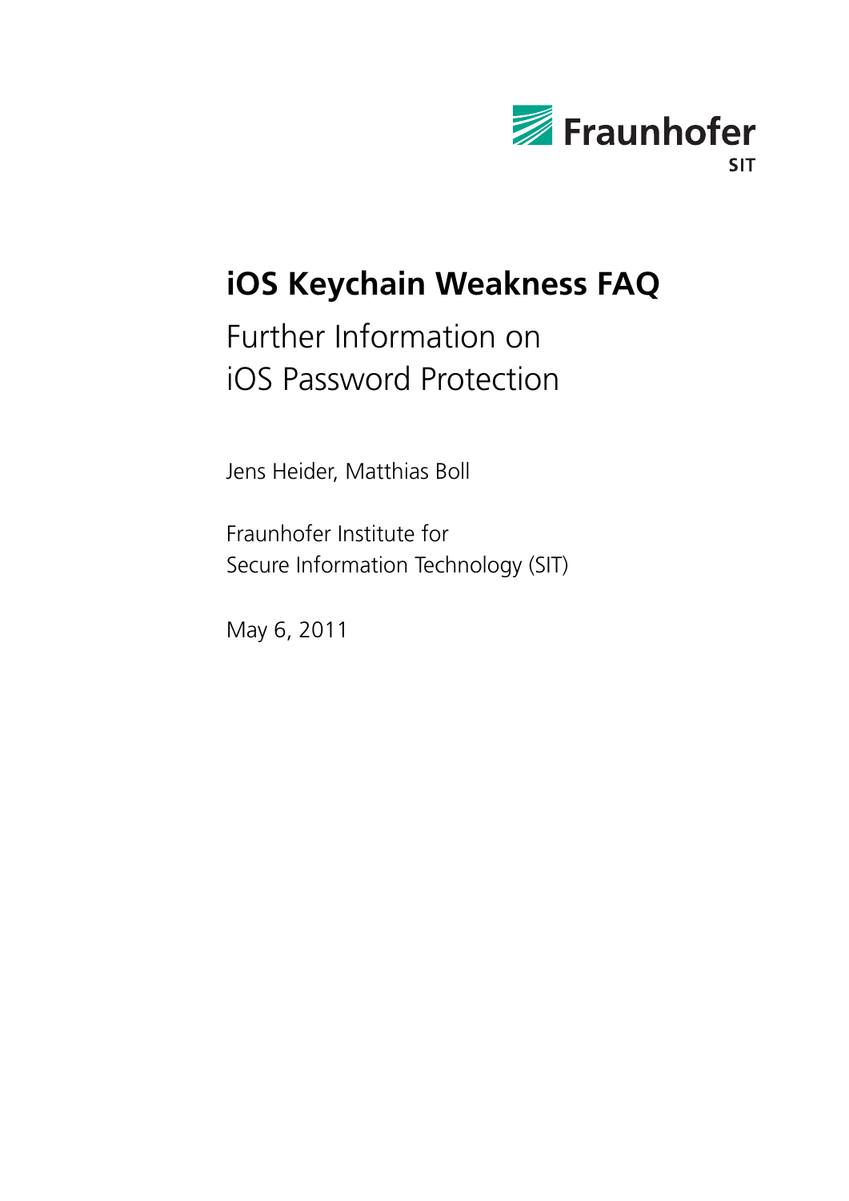Fraunhofer

SIT

# iOS Keychain Weakness FAQ

## Further Information on iOS Password Protection

Jens Heider, Matthias Boll

Fraunhofer Institute for
Secure Information Technology (SIT)

May 6, 2011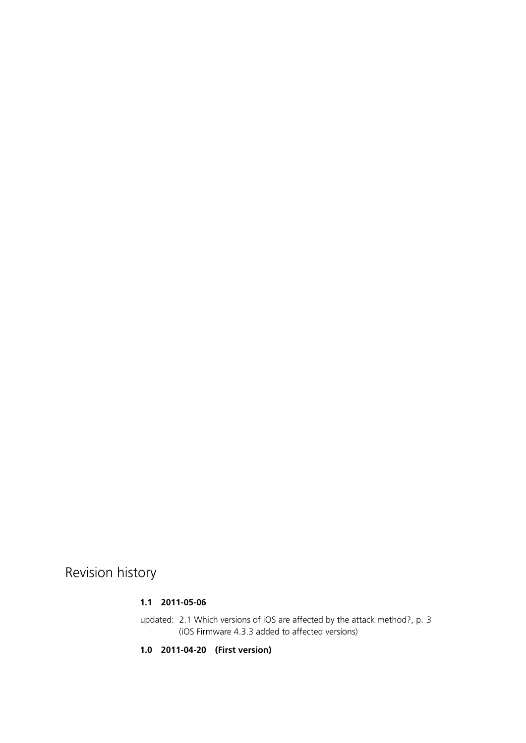# Revision history

**1.1 2011-05-06**

updated: 2.1 Which versions of iOS are affected by the attack method?, p. 3
(iOS Firmware 4.3.3 added to affected versions)

**1.0 2011-04-20 (First version)**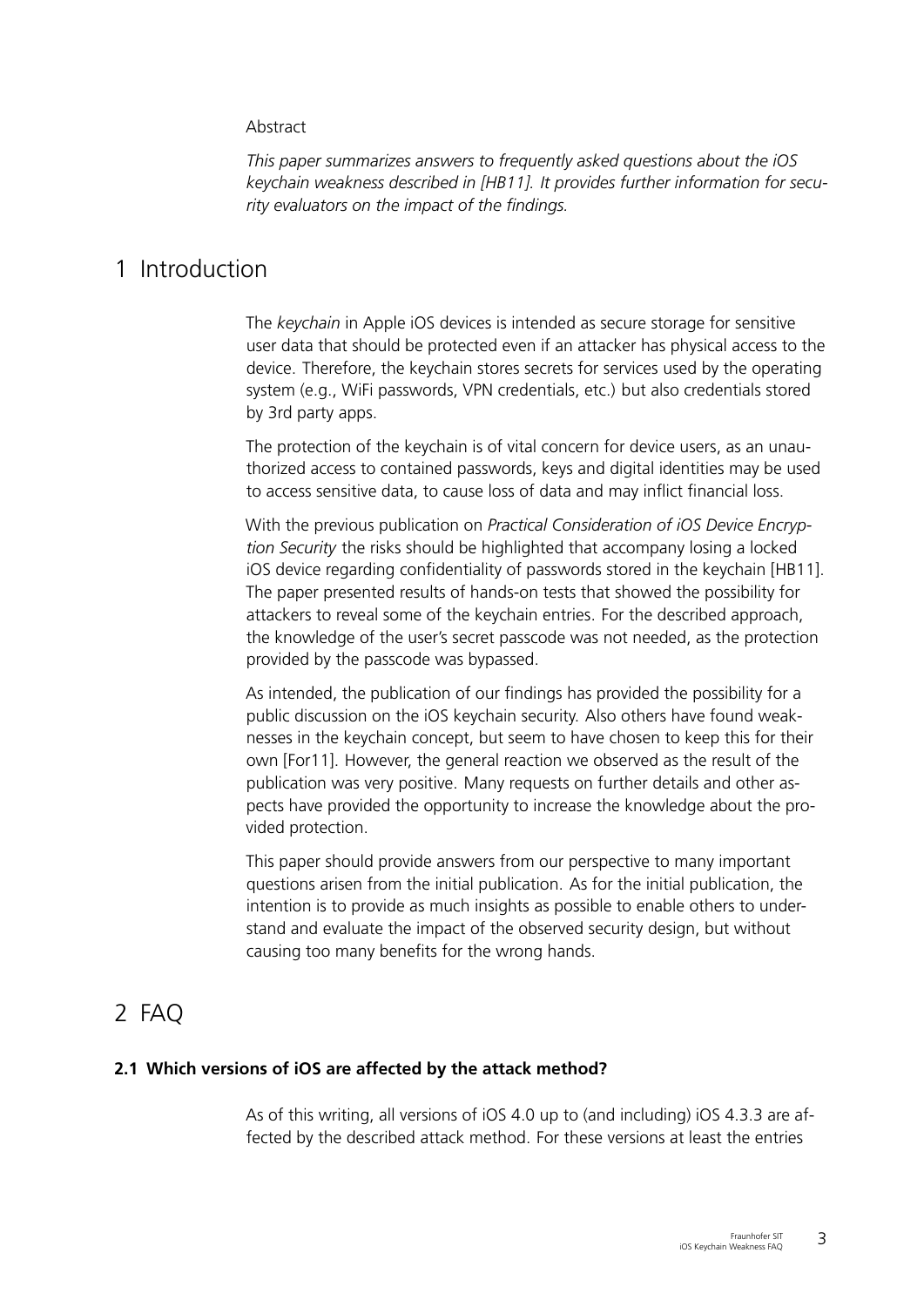Abstract

*This paper summarizes answers to frequently asked questions about the iOS keychain weakness described in [HB11]. It provides further information for security evaluators on the impact of the findings.*

# 1 Introduction

The *keychain* in Apple iOS devices is intended as secure storage for sensitive user data that should be protected even if an attacker has physical access to the device. Therefore, the keychain stores secrets for services used by the operating system (e.g., WiFi passwords, VPN credentials, etc.) but also credentials stored by 3rd party apps.

The protection of the keychain is of vital concern for device users, as an unauthorized access to contained passwords, keys and digital identities may be used to access sensitive data, to cause loss of data and may inflict financial loss.

With the previous publication on *Practical Consideration of iOS Device Encryption Security* the risks should be highlighted that accompany losing a locked iOS device regarding confidentiality of passwords stored in the keychain [HB11]. The paper presented results of hands-on tests that showed the possibility for attackers to reveal some of the keychain entries. For the described approach, the knowledge of the user's secret passcode was not needed, as the protection provided by the passcode was bypassed.

As intended, the publication of our findings has provided the possibility for a public discussion on the iOS keychain security. Also others have found weaknesses in the keychain concept, but seem to have chosen to keep this for their own [For11]. However, the general reaction we observed as the result of the publication was very positive. Many requests on further details and other aspects have provided the opportunity to increase the knowledge about the provided protection.

This paper should provide answers from our perspective to many important questions arisen from the initial publication. As for the initial publication, the intention is to provide as much insights as possible to enable others to understand and evaluate the impact of the observed security design, but without causing too many benefits for the wrong hands.

# 2 FAQ

### 2.1 Which versions of iOS are affected by the attack method?

As of this writing, all versions of iOS 4.0 up to (and including) iOS 4.3.3 are affected by the described attack method. For these versions at least the entries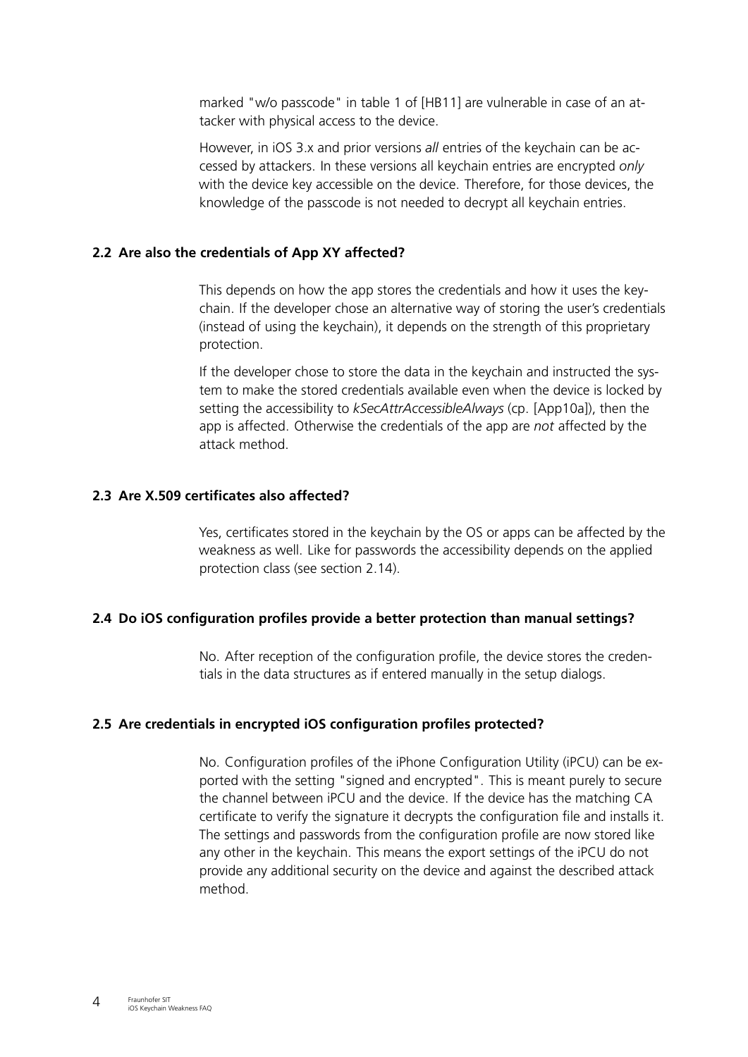marked "w/o passcode" in table 1 of [HB11] are vulnerable in case of an attacker with physical access to the device.

However, in iOS 3.x and prior versions *all* entries of the keychain can be accessed by attackers. In these versions all keychain entries are encrypted *only* with the device key accessible on the device. Therefore, for those devices, the knowledge of the passcode is not needed to decrypt all keychain entries.

### 2.2 Are also the credentials of App XY affected?

This depends on how the app stores the credentials and how it uses the keychain. If the developer chose an alternative way of storing the user's credentials (instead of using the keychain), it depends on the strength of this proprietary protection.

If the developer chose to store the data in the keychain and instructed the system to make the stored credentials available even when the device is locked by setting the accessibility to *kSecAttrAccessibleAlways* (cp. [App10a]), then the app is affected. Otherwise the credentials of the app are *not* affected by the attack method.

### 2.3 Are X.509 certificates also affected?

Yes, certificates stored in the keychain by the OS or apps can be affected by the weakness as well. Like for passwords the accessibility depends on the applied protection class (see section 2.14).

### 2.4 Do iOS configuration profiles provide a better protection than manual settings?

No. After reception of the configuration profile, the device stores the credentials in the data structures as if entered manually in the setup dialogs.

### 2.5 Are credentials in encrypted iOS configuration profiles protected?

No. Configuration profiles of the iPhone Configuration Utility (iPCU) can be exported with the setting "signed and encrypted". This is meant purely to secure the channel between iPCU and the device. If the device has the matching CA certificate to verify the signature it decrypts the configuration file and installs it. The settings and passwords from the configuration profile are now stored like any other in the keychain. This means the export settings of the iPCU do not provide any additional security on the device and against the described attack method.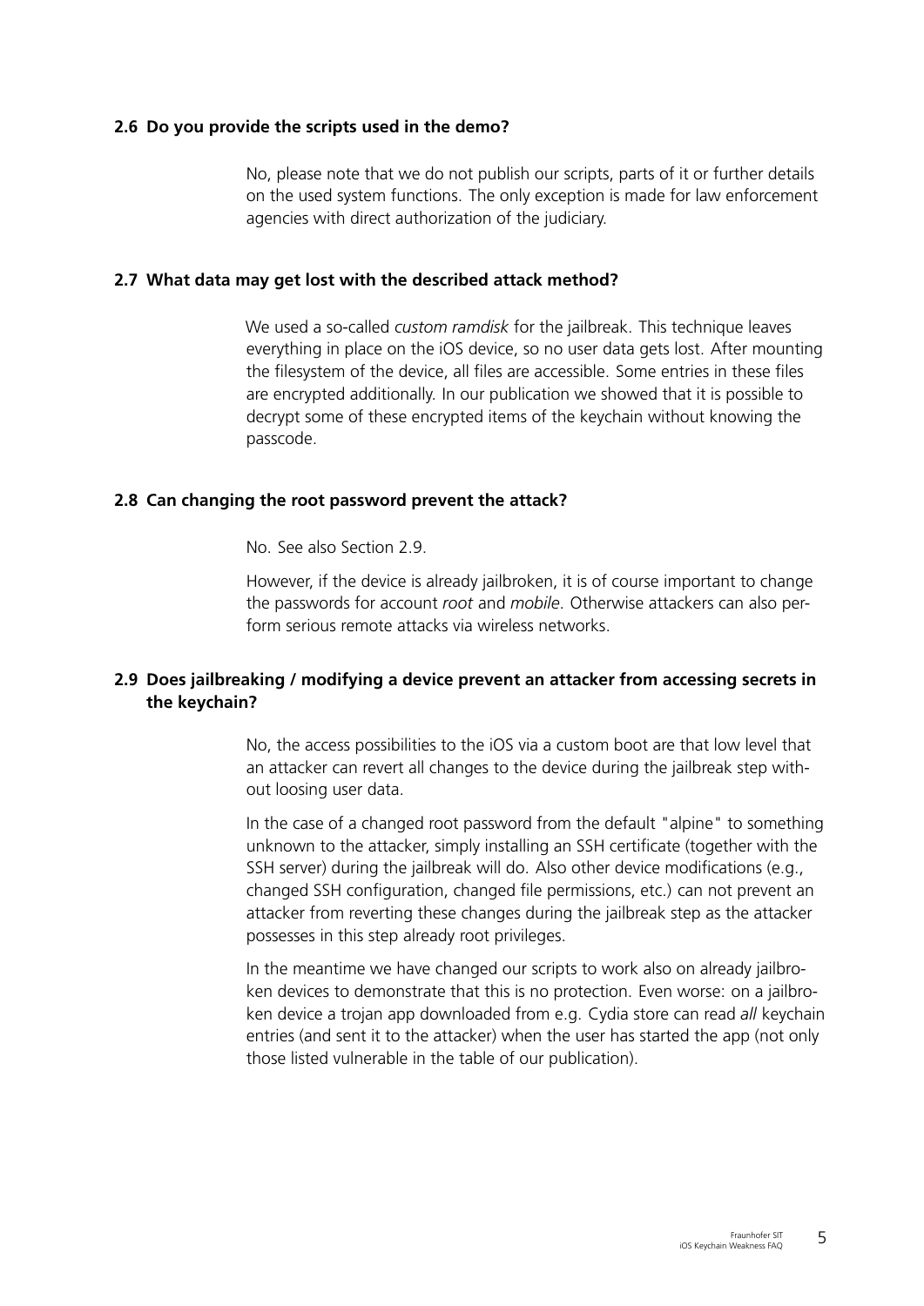### 2.6 Do you provide the scripts used in the demo?

No, please note that we do not publish our scripts, parts of it or further details on the used system functions. The only exception is made for law enforcement agencies with direct authorization of the judiciary.

### 2.7 What data may get lost with the described attack method?

We used a so-called *custom ramdisk* for the jailbreak. This technique leaves everything in place on the iOS device, so no user data gets lost. After mounting the filesystem of the device, all files are accessible. Some entries in these files are encrypted additionally. In our publication we showed that it is possible to decrypt some of these encrypted items of the keychain without knowing the passcode.

### 2.8 Can changing the root password prevent the attack?

No. See also Section 2.9.

However, if the device is already jailbroken, it is of course important to change the passwords for account *root* and *mobile*. Otherwise attackers can also perform serious remote attacks via wireless networks.

### 2.9 Does jailbreaking / modifying a device prevent an attacker from accessing secrets in the keychain?

No, the access possibilities to the iOS via a custom boot are that low level that an attacker can revert all changes to the device during the jailbreak step without loosing user data.

In the case of a changed root password from the default "alpine" to something unknown to the attacker, simply installing an SSH certificate (together with the SSH server) during the jailbreak will do. Also other device modifications (e.g., changed SSH configuration, changed file permissions, etc.) can not prevent an attacker from reverting these changes during the jailbreak step as the attacker possesses in this step already root privileges.

In the meantime we have changed our scripts to work also on already jailbroken devices to demonstrate that this is no protection. Even worse: on a jailbroken device a trojan app downloaded from e.g. Cydia store can read *all* keychain entries (and sent it to the attacker) when the user has started the app (not only those listed vulnerable in the table of our publication).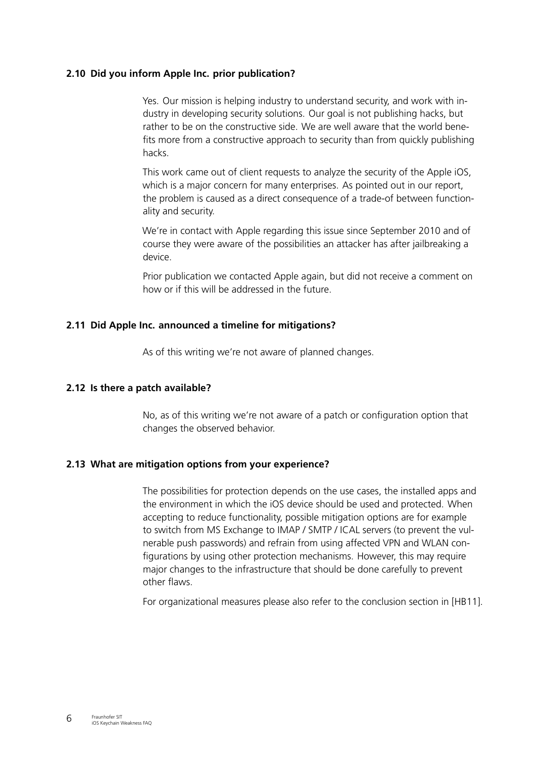### 2.10 Did you inform Apple Inc. prior publication?

Yes. Our mission is helping industry to understand security, and work with industry in developing security solutions. Our goal is not publishing hacks, but rather to be on the constructive side. We are well aware that the world benefits more from a constructive approach to security than from quickly publishing hacks.

This work came out of client requests to analyze the security of the Apple iOS, which is a major concern for many enterprises. As pointed out in our report, the problem is caused as a direct consequence of a trade-of between functionality and security.

We're in contact with Apple regarding this issue since September 2010 and of course they were aware of the possibilities an attacker has after jailbreaking a device.

Prior publication we contacted Apple again, but did not receive a comment on how or if this will be addressed in the future.

### 2.11 Did Apple Inc. announced a timeline for mitigations?

As of this writing we're not aware of planned changes.

### 2.12 Is there a patch available?

No, as of this writing we're not aware of a patch or configuration option that changes the observed behavior.

### 2.13 What are mitigation options from your experience?

The possibilities for protection depends on the use cases, the installed apps and the environment in which the iOS device should be used and protected. When accepting to reduce functionality, possible mitigation options are for example to switch from MS Exchange to IMAP / SMTP / ICAL servers (to prevent the vulnerable push passwords) and refrain from using affected VPN and WLAN configurations by using other protection mechanisms. However, this may require major changes to the infrastructure that should be done carefully to prevent other flaws.

For organizational measures please also refer to the conclusion section in [HB11].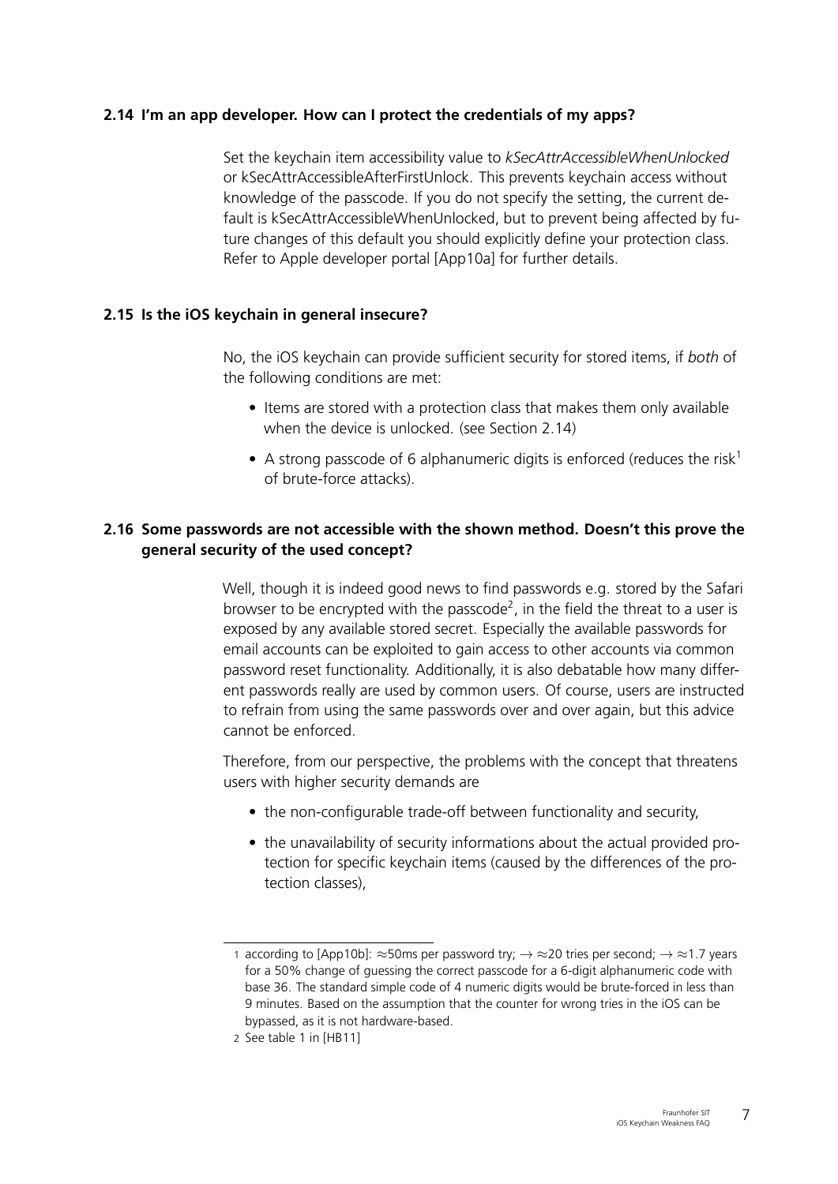## 2.14 I'm an app developer. How can I protect the credentials of my apps?

Set the keychain item accessibility value to *kSecAttrAccessibleWhenUnlocked* or kSecAttrAccessibleAfterFirstUnlock. This prevents keychain access without knowledge of the passcode. If you do not specify the setting, the current default is kSecAttrAccessibleWhenUnlocked, but to prevent being affected by future changes of this default you should explicitly define your protection class. Refer to Apple developer portal [App10a] for further details.

## 2.15 Is the iOS keychain in general insecure?

No, the iOS keychain can provide sufficient security for stored items, if *both* of the following conditions are met:

- Items are stored with a protection class that makes them only available when the device is unlocked. (see Section 2.14)
- A strong passcode of 6 alphanumeric digits is enforced (reduces the risk[1] of brute-force attacks).

## 2.16 Some passwords are not accessible with the shown method. Doesn't this prove the general security of the used concept?

Well, though it is indeed good news to find passwords e.g. stored by the Safari browser to be encrypted with the passcode[2], in the field the threat to a user is exposed by any available stored secret. Especially the available passwords for email accounts can be exploited to gain access to other accounts via common password reset functionality. Additionally, it is also debatable how many different passwords really are used by common users. Of course, users are instructed to refrain from using the same passwords over and over again, but this advice cannot be enforced.

Therefore, from our perspective, the problems with the concept that threatens users with higher security demands are

- the non-configurable trade-off between functionality and security,
- the unavailability of security informations about the actual provided protection for specific keychain items (caused by the differences of the protection classes),

---

1 according to [App10b]: $\approx$50ms per password try; $\rightarrow \approx$20 tries per second; $\rightarrow \approx$1.7 years for a 50% change of guessing the correct passcode for a 6-digit alphanumeric code with base 36. The standard simple code of 4 numeric digits would be brute-forced in less than 9 minutes. Based on the assumption that the counter for wrong tries in the iOS can be bypassed, as it is not hardware-based.

2 See table 1 in [HB11]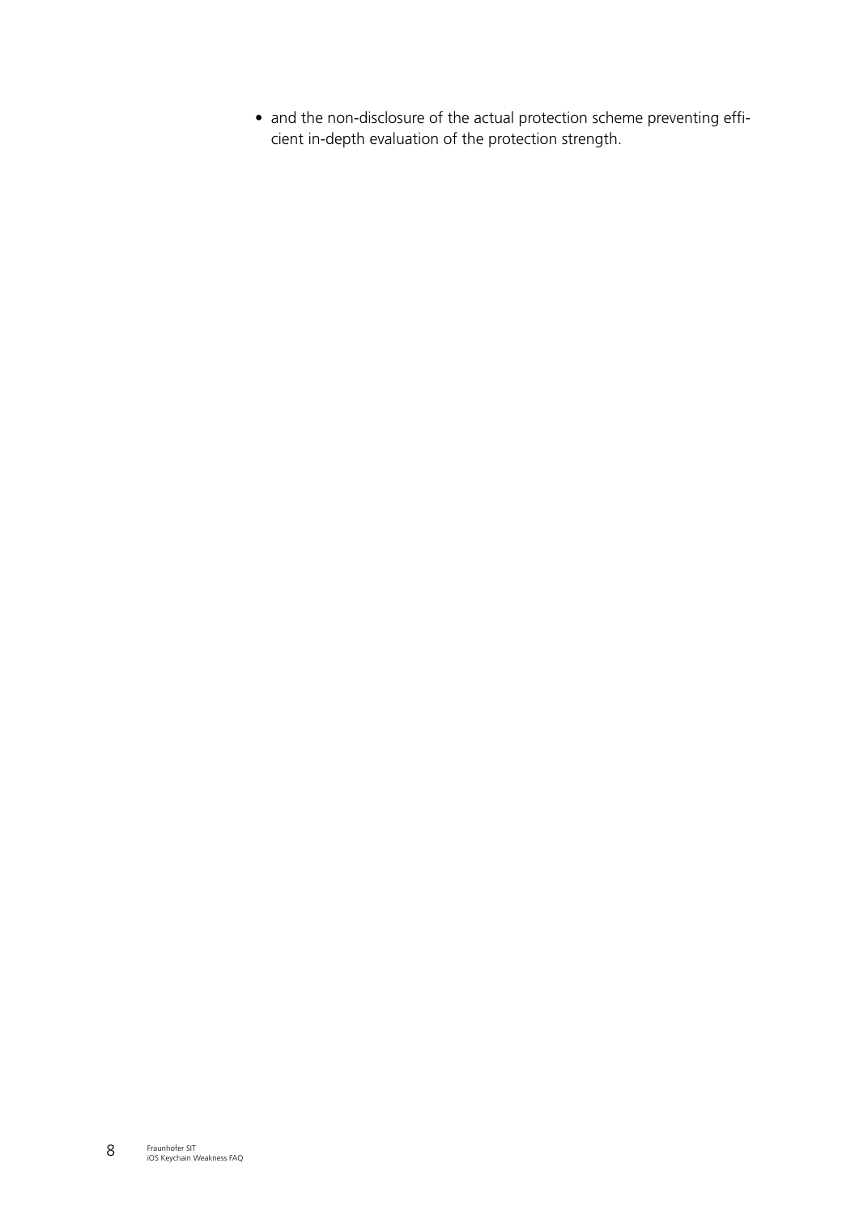- and the non-disclosure of the actual protection scheme preventing efficient in-depth evaluation of the protection strength.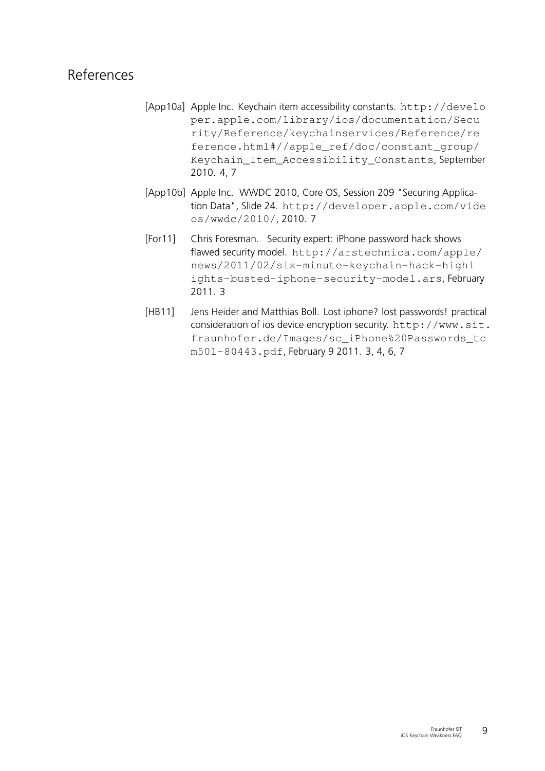# References

[App10a] Apple Inc. Keychain item accessibility constants. http://developer.apple.com/library/ios/documentation/Security/Reference/keychainservices/Reference/reference.html#//apple_ref/doc/constant_group/Keychain_Item_Accessibility_Constants, September 2010. 4, 7

[App10b] Apple Inc. WWDC 2010, Core OS, Session 209 "Securing Application Data", Slide 24. http://developer.apple.com/videos/wwdc/2010/, 2010. 7

[For11] Chris Foresman. Security expert: iPhone password hack shows flawed security model. http://arstechnica.com/apple/news/2011/02/six-minute-keychain-hack-highlights-busted-iphone-security-model.ars, February 2011. 3

[HB11] Jens Heider and Matthias Boll. Lost iphone? lost passwords! practical consideration of ios device encryption security. http://www.sit.fraunhofer.de/Images/sc_iPhone%20Passwords_tcm501-80443.pdf, February 9 2011. 3, 4, 6, 7